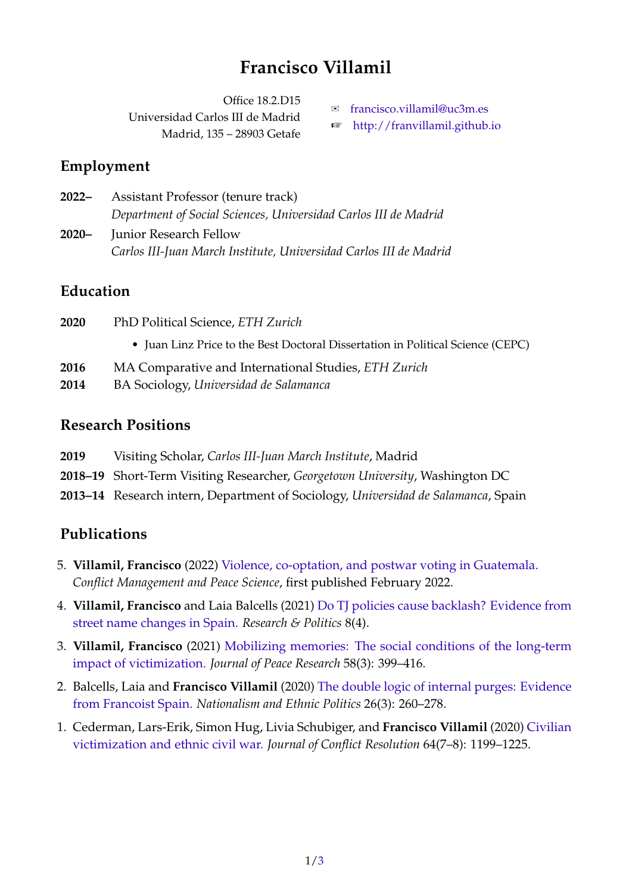# Francisco Villamil

Office 18.2.D15
Universidad Carlos III de Madrid
Madrid, 135 – 28903 Getafe

✉ francisco.villamil@uc3m.es
☞ http://franvillamil.github.io

## Employment

**2022–** Assistant Professor (tenure track)
*Department of Social Sciences, Universidad Carlos III de Madrid*

**2020–** Junior Research Fellow
*Carlos III-Juan March Institute, Universidad Carlos III de Madrid*

## Education

**2020** PhD Political Science, *ETH Zurich*

- Juan Linz Price to the Best Doctoral Dissertation in Political Science (CEPC)

**2016** MA Comparative and International Studies, *ETH Zurich*

**2014** BA Sociology, *Universidad de Salamanca*

## Research Positions

**2019** Visiting Scholar, *Carlos III-Juan March Institute*, Madrid

**2018–19** Short-Term Visiting Researcher, *Georgetown University*, Washington DC

**2013–14** Research intern, Department of Sociology, *Universidad de Salamanca*, Spain

## Publications

5. **Villamil, Francisco** (2022) Violence, co-optation, and postwar voting in Guatemala. *Conflict Management and Peace Science*, first published February 2022.
4. **Villamil, Francisco** and Laia Balcells (2021) Do TJ policies cause backlash? Evidence from street name changes in Spain. *Research & Politics* 8(4).
3. **Villamil, Francisco** (2021) Mobilizing memories: The social conditions of the long-term impact of victimization. *Journal of Peace Research* 58(3): 399–416.
2. Balcells, Laia and **Francisco Villamil** (2020) The double logic of internal purges: Evidence from Francoist Spain. *Nationalism and Ethnic Politics* 26(3): 260–278.
1. Cederman, Lars-Erik, Simon Hug, Livia Schubiger, and **Francisco Villamil** (2020) Civilian victimization and ethnic civil war. *Journal of Conflict Resolution* 64(7–8): 1199–1225.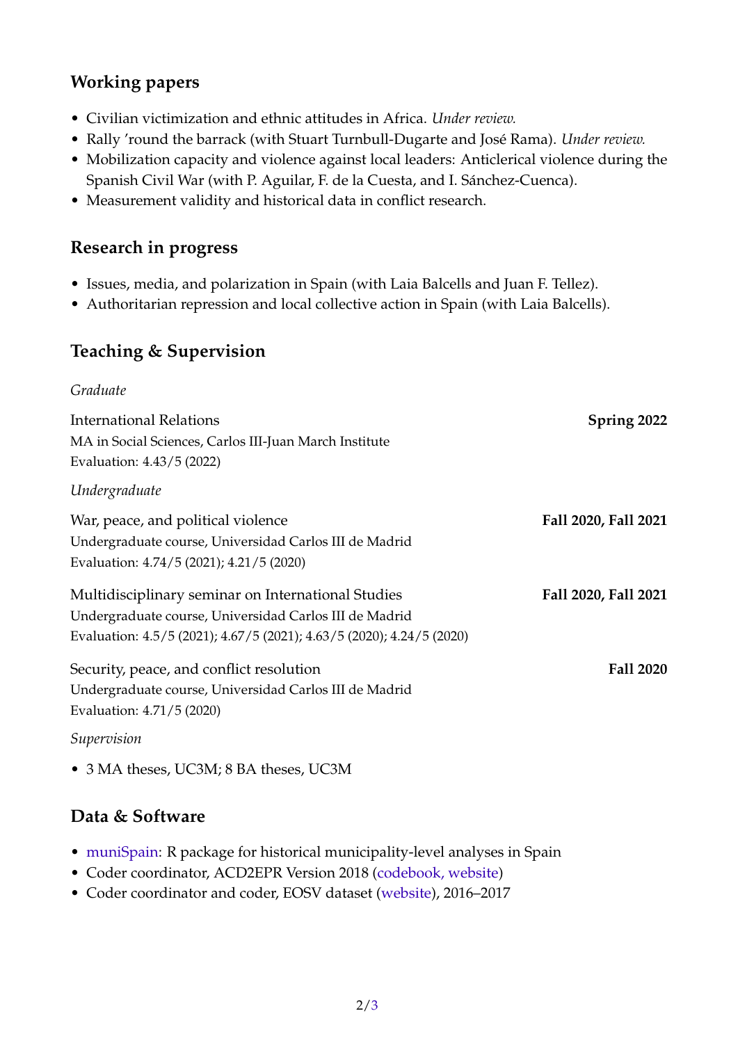## Working papers

- Civilian victimization and ethnic attitudes in Africa. *Under review.*
- Rally 'round the barrack (with Stuart Turnbull-Dugarte and José Rama). *Under review.*
- Mobilization capacity and violence against local leaders: Anticlerical violence during the Spanish Civil War (with P. Aguilar, F. de la Cuesta, and I. Sánchez-Cuenca).
- Measurement validity and historical data in conflict research.

## Research in progress

- Issues, media, and polarization in Spain (with Laia Balcells and Juan F. Tellez).
- Authoritarian repression and local collective action in Spain (with Laia Balcells).

## Teaching & Supervision

*Graduate*

International Relations **Spring 2022**
MA in Social Sciences, Carlos III-Juan March Institute
Evaluation: 4.43/5 (2022)

*Undergraduate*

War, peace, and political violence **Fall 2020, Fall 2021**
Undergraduate course, Universidad Carlos III de Madrid
Evaluation: 4.74/5 (2021); 4.21/5 (2020)

Multidisciplinary seminar on International Studies **Fall 2020, Fall 2021**
Undergraduate course, Universidad Carlos III de Madrid
Evaluation: 4.5/5 (2021); 4.67/5 (2021); 4.63/5 (2020); 4.24/5 (2020)

Security, peace, and conflict resolution **Fall 2020**
Undergraduate course, Universidad Carlos III de Madrid
Evaluation: 4.71/5 (2020)

*Supervision*

- 3 MA theses, UC3M; 8 BA theses, UC3M

## Data & Software

- muniSpain: R package for historical municipality-level analyses in Spain
- Coder coordinator, ACD2EPR Version 2018 (codebook, website)
- Coder coordinator and coder, EOSV dataset (website), 2016–2017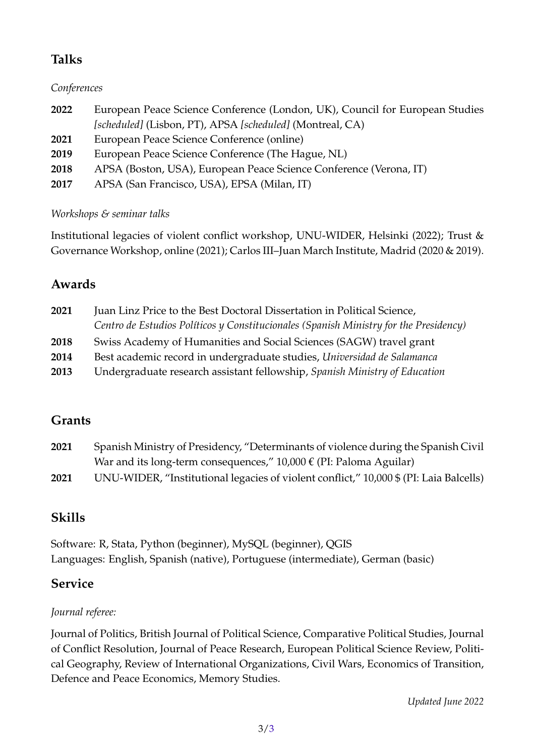## Talks

*Conferences*

**2022** European Peace Science Conference (London, UK), Council for European Studies *[scheduled]* (Lisbon, PT), APSA *[scheduled]* (Montreal, CA)

**2021** European Peace Science Conference (online)

**2019** European Peace Science Conference (The Hague, NL)

**2018** APSA (Boston, USA), European Peace Science Conference (Verona, IT)

**2017** APSA (San Francisco, USA), EPSA (Milan, IT)

*Workshops & seminar talks*

Institutional legacies of violent conflict workshop, UNU-WIDER, Helsinki (2022); Trust & Governance Workshop, online (2021); Carlos III–Juan March Institute, Madrid (2020 & 2019).

## Awards

**2021** Juan Linz Price to the Best Doctoral Dissertation in Political Science, *Centro de Estudios Políticos y Constitucionales (Spanish Ministry for the Presidency)*

**2018** Swiss Academy of Humanities and Social Sciences (SAGW) travel grant

**2014** Best academic record in undergraduate studies, *Universidad de Salamanca*

**2013** Undergraduate research assistant fellowship, *Spanish Ministry of Education*

## Grants

**2021** Spanish Ministry of Presidency, "Determinants of violence during the Spanish Civil War and its long-term consequences," 10,000 € (PI: Paloma Aguilar)

**2021** UNU-WIDER, "Institutional legacies of violent conflict," 10,000 $ (PI: Laia Balcells)

## Skills

Software: R, Stata, Python (beginner), MySQL (beginner), QGIS
Languages: English, Spanish (native), Portuguese (intermediate), German (basic)

## Service

*Journal referee:*

Journal of Politics, British Journal of Political Science, Comparative Political Studies, Journal of Conflict Resolution, Journal of Peace Research, European Political Science Review, Political Geography, Review of International Organizations, Civil Wars, Economics of Transition, Defence and Peace Economics, Memory Studies.

*Updated June 2022*